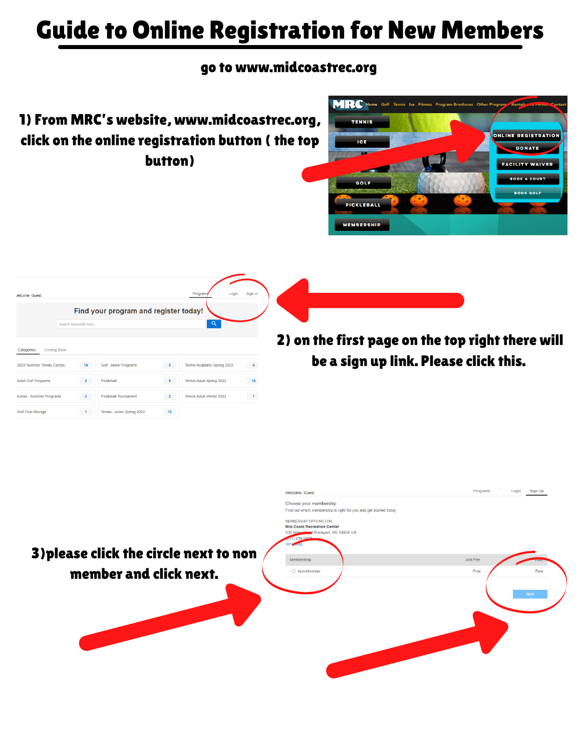# Guide to Online Registration for New Members

**go to www.midcoastrec.org**

**1) From MRC's website, www.midcoastrec.org, click on the online registration button ( the top button)**

**2) on the first page on the top right there will be a sign up link. Please click this.**

**3)please click the circle next to non member and click next.**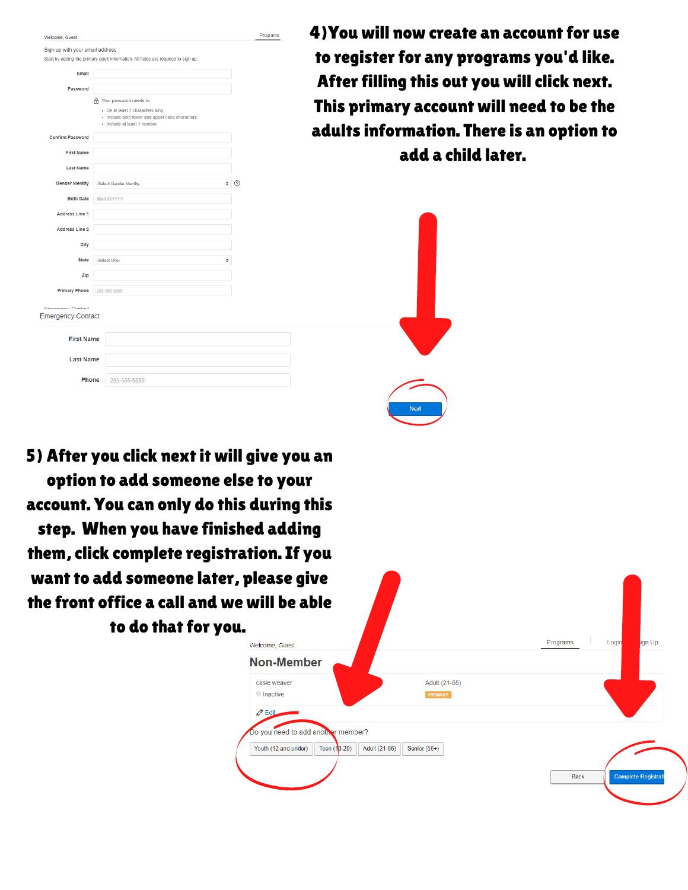Welcome, Guest

Programs

Sign up with your email address

Start by adding the primary adult information. All fields are required to sign up.

Email

Password

Your password needs to:

- Be at least 7 characters long.
- Include both lower and upper case characters.
- Include at least 1 number.

Confirm Password

First Name

Last Name

Gender Identity: -Select Gender Identity-

Birth Date: MM/DD/YYYY

Address Line 1

Address Line 2

City

State: -Select One-

Zip

Primary Phone: 205-555-5555

Emergency Contact

First Name

Last Name

Phone: 205-555-5555

**4) You will now create an account for use to register for any programs you'd like. After filling this out you will click next. This primary account will need to be the adults information. There is an option to add a child later.**

Next

**5) After you click next it will give you an option to add someone else to your account. You can only do this during this step. When you have finished adding them, click complete registration. If you want to add someone later, please give the front office a call and we will be able to do that for you.**

Welcome, Guest

Programs | Login | Sign Up

## Non-Member

casie weaver — Adult (21-55) PRIMARY

Inactive

Edit

Do you need to add another member?

Youth (12 and under) | Teen (13-20) | Adult (21-55) | Senior (56+)

Back | Complete Registration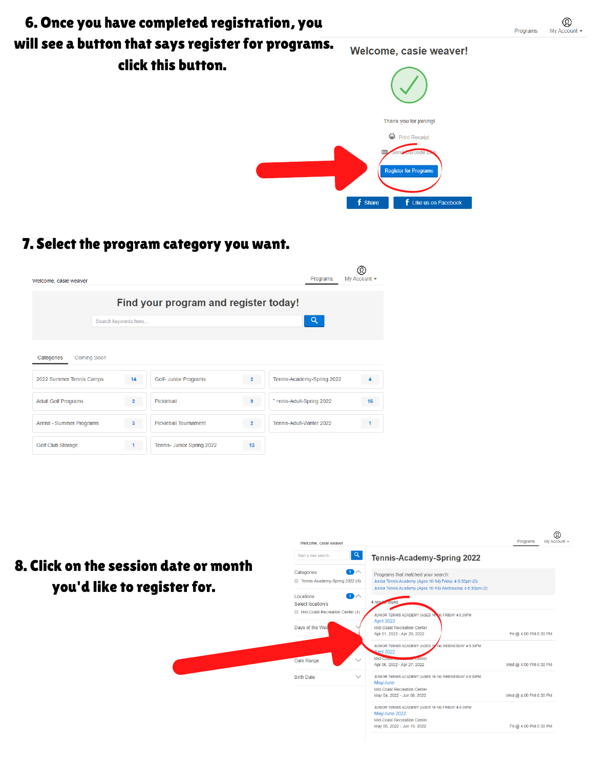## 6. Once you have completed registration, you will see a button that says register for programs. click this button.

Programs | My Account

Welcome, casie weaver!

Thank you for joining!

Print Receipt

Send Barcode Link

Register for Programs

Share | Like us on Facebook

## 7. Select the program category you want.

Welcome, casie weaver

Programs | My Account

Find your program and register today!

Search keywords here...

Categories | Coming Soon

| | | |
|---|---|---|
| 2022 Summer Tennis Camps 14 | Golf- Junior Programs 2 | Tennis-Academy-Spring 2022 4 |
| Adult Golf Programs 2 | Pickleball 9 | Tennis-Adult-Spring 2022 16 |
| Arena - Summer Programs 3 | Pickleball Tournament 2 | Tennis-Adult-Winter 2022 1 |
| Golf Club Storage 1 | Tennis- Junior Spring 2022 13 | |

## 8. Click on the session date or month you'd like to register for.

Welcome, casie weaver

Programs | My Account

Start a new search

Categories 1
Tennis-Academy-Spring 2022 (4)

Locations 1
Select location/s
Mid-Coast Recreation Center (4)

Days of the Week

Date Range

Birth Date

**Tennis-Academy-Spring 2022**

Programs that matched your search:
Junior Tennis Academy (Ages 10-14) Friday 4-5:30pm (2)
Junior Tennis Academy (Ages 10-14) Wednesday 4-5:30pm (2)

4 results found.

JUNIOR TENNIS ACADEMY (AGES 10-14) FRIDAY 4-5:30PM
April 2022
Mid-Coast Recreation Center
Apr 01, 2022 - Apr 29, 2022 — Fri @ 4:00 PM-5:30 PM

JUNIOR TENNIS ACADEMY (AGES 10-14) WEDNESDAY 4-5:30PM
April 2022
Mid-Coast Recreation Center
Apr 06, 2022 - Apr 27, 2022 — Wed @ 4:00 PM-5:30 PM

JUNIOR TENNIS ACADEMY (AGES 10-14) WEDNESDAY 4-5:30PM
May/June
Mid-Coast Recreation Center
May 04, 2022 - Jun 08, 2022 — Wed @ 4:00 PM-5:30 PM

JUNIOR TENNIS ACADEMY (AGES 10-14) FRIDAY 4-5:30PM
May/June 2022
Mid-Coast Recreation Center
May 06, 2022 - Jun 10, 2022 — Fri @ 4:00 PM-5:30 PM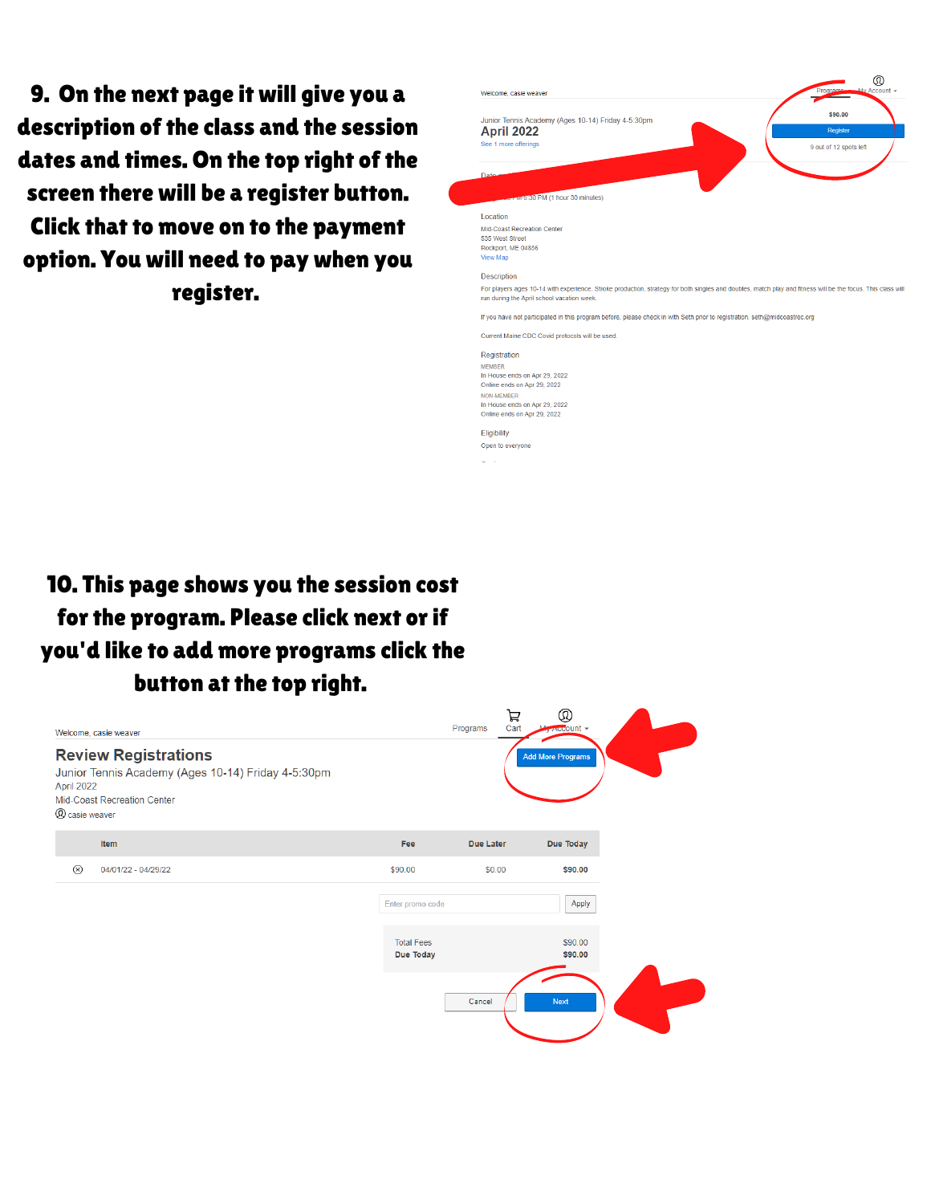**9. On the next page it will give you a description of the class and the session dates and times. On the top right of the screen there will be a register button. Click that to move on to the payment option. You will need to pay when you register.**

Welcome, casie weaver

Programs | My Account

Junior Tennis Academy (Ages 10-14) Friday 4-5:30pm

**April 2022**

See 1 more offerings

$90.00

Register

9 out of 12 spots left

Date

5:30 PM (1 hour 30 minutes)

Location

Mid-Coast Recreation Center
535 West Street
Rockport, ME 04856
View Map

Description

For players ages 10-14 with experience. Stroke production, strategy for both singles and doubles, match play and fitness will be the focus. This class will run during the April school vacation week.

If you have not participated in this program before, please check in with Seth prior to registration. seth@midcoastrec.org

Current Maine CDC Covid protocols will be used.

Registration

MEMBER
In House ends on Apr 29, 2022
Online ends on Apr 29, 2022

NON-MEMBER
In House ends on Apr 29, 2022
Online ends on Apr 29, 2022

Eligibility

Open to everyone

**10. This page shows you the session cost for the program. Please click next or if you'd like to add more programs click the button at the top right.**

Welcome, casie weaver

Programs | Cart | My Account

## Review Registrations

Junior Tennis Academy (Ages 10-14) Friday 4-5:30pm
April 2022
Mid-Coast Recreation Center
casie weaver

Add More Programs

| | Item | Fee | Due Later | Due Today |
|---|---|---|---|---|
| ⊗ | 04/01/22 - 04/29/22 | $90.00 | $0.00 | $90.00 |

Enter promo code | Apply

| | |
|---|---|
| Total Fees | $90.00 |
| **Due Today** | **$90.00** |

Cancel | Next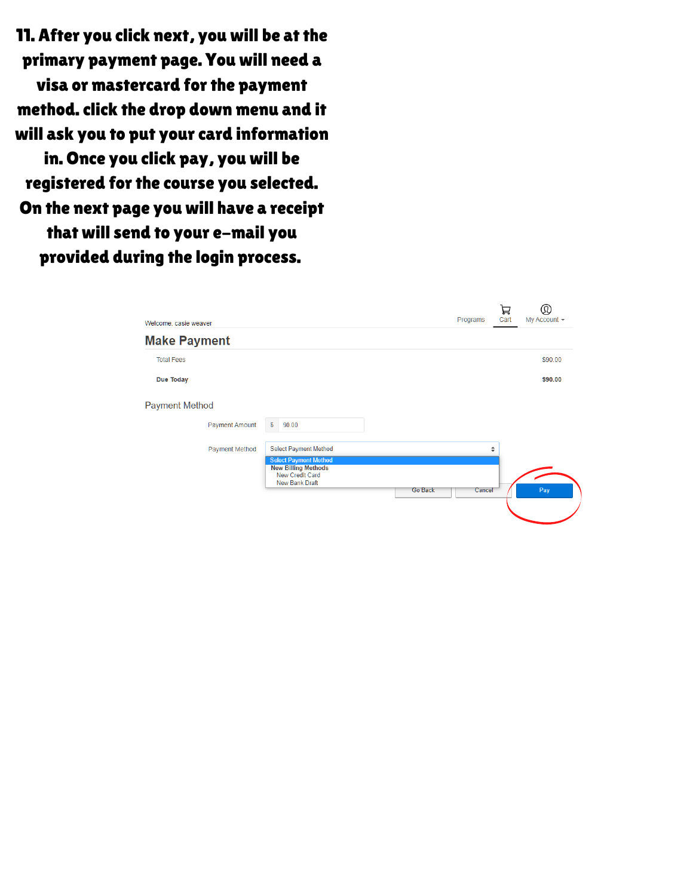**11. After you click next, you will be at the primary payment page. You will need a visa or mastercard for the payment method. click the drop down menu and it will ask you to put your card information in. Once you click pay, you will be registered for the course you selected. On the next page you will have a receipt that will send to your e-mail you provided during the login process.**

Welcome, casie weaver

Programs

Cart

My Account

## Make Payment

| | |
|---|---|
| Total Fees | $90.00 |
| **Due Today** | **$90.00** |

Payment Method

Payment Amount $ 90.00

Payment Method Select Payment Method

- Select Payment Method
- **New Billing Methods**
  - New Credit Card
  - New Bank Draft

Go Back

Cancel

Pay